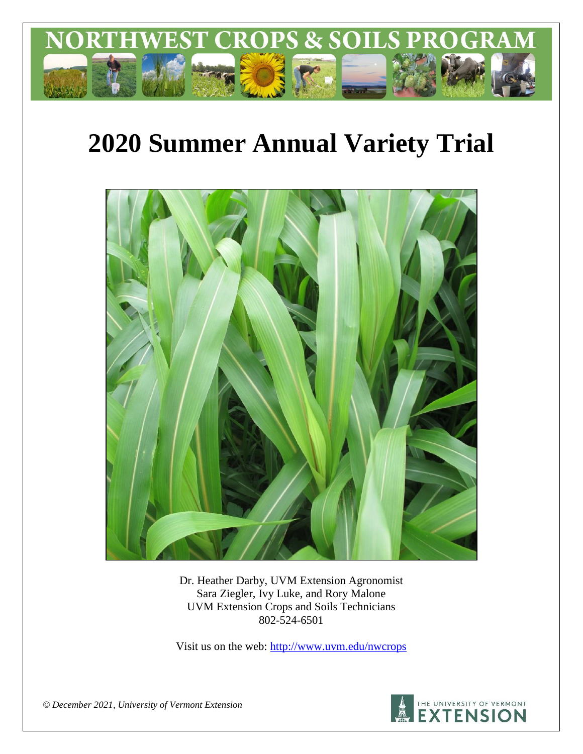# NORTHWEST CROPS & SOILS PROGRAM

# 2020 Summer Annual Variety Trial

Dr. Heather Darby, UVM Extension Agronomist
Sara Ziegler, Ivy Luke, and Rory Malone
UVM Extension Crops and Soils Technicians
802-524-6501

Visit us on the web: http://www.uvm.edu/nwcrops

*© December 2021, University of Vermont Extension*

THE UNIVERSITY OF VERMONT EXTENSION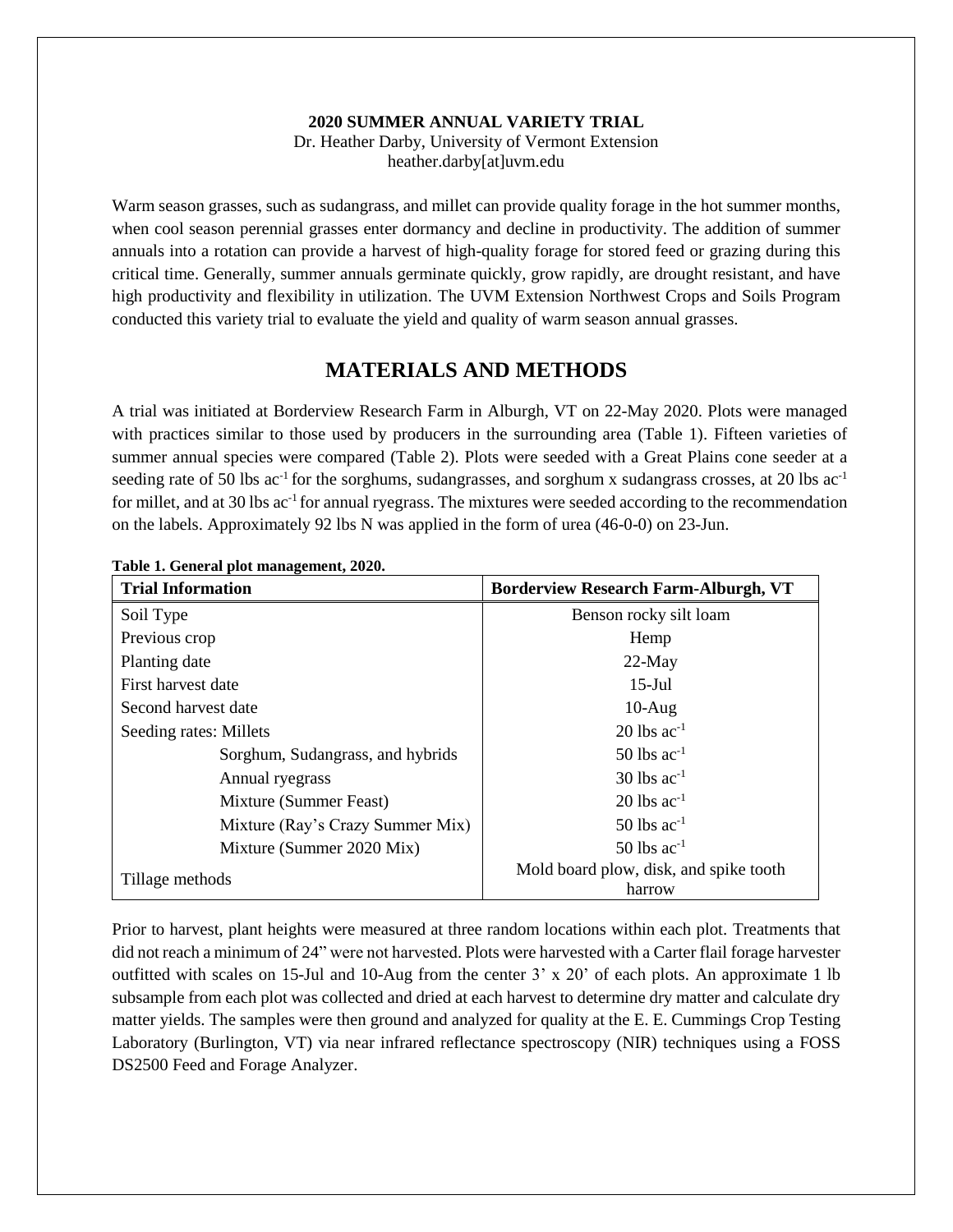**2020 SUMMER ANNUAL VARIETY TRIAL**
Dr. Heather Darby, University of Vermont Extension
heather.darby[at]uvm.edu

Warm season grasses, such as sudangrass, and millet can provide quality forage in the hot summer months, when cool season perennial grasses enter dormancy and decline in productivity. The addition of summer annuals into a rotation can provide a harvest of high-quality forage for stored feed or grazing during this critical time. Generally, summer annuals germinate quickly, grow rapidly, are drought resistant, and have high productivity and flexibility in utilization. The UVM Extension Northwest Crops and Soils Program conducted this variety trial to evaluate the yield and quality of warm season annual grasses.

# MATERIALS AND METHODS

A trial was initiated at Borderview Research Farm in Alburgh, VT on 22-May 2020. Plots were managed with practices similar to those used by producers in the surrounding area (Table 1). Fifteen varieties of summer annual species were compared (Table 2). Plots were seeded with a Great Plains cone seeder at a seeding rate of 50 lbs ac$^{-1}$ for the sorghums, sudangrasses, and sorghum x sudangrass crosses, at 20 lbs ac$^{-1}$ for millet, and at 30 lbs ac$^{-1}$ for annual ryegrass. The mixtures were seeded according to the recommendation on the labels. Approximately 92 lbs N was applied in the form of urea (46-0-0) on 23-Jun.

**Table 1. General plot management, 2020.**

| Trial Information | Borderview Research Farm-Alburgh, VT |
|---|---|
| Soil Type | Benson rocky silt loam |
| Previous crop | Hemp |
| Planting date | 22-May |
| First harvest date | 15-Jul |
| Second harvest date | 10-Aug |
| Seeding rates: Millets | 20 lbs ac$^{-1}$ |
| Sorghum, Sudangrass, and hybrids | 50 lbs ac$^{-1}$ |
| Annual ryegrass | 30 lbs ac$^{-1}$ |
| Mixture (Summer Feast) | 20 lbs ac$^{-1}$ |
| Mixture (Ray's Crazy Summer Mix) | 50 lbs ac$^{-1}$ |
| Mixture (Summer 2020 Mix) | 50 lbs ac$^{-1}$ |
| Tillage methods | Mold board plow, disk, and spike tooth harrow |

Prior to harvest, plant heights were measured at three random locations within each plot. Treatments that did not reach a minimum of 24" were not harvested. Plots were harvested with a Carter flail forage harvester outfitted with scales on 15-Jul and 10-Aug from the center 3' x 20' of each plots. An approximate 1 lb subsample from each plot was collected and dried at each harvest to determine dry matter and calculate dry matter yields. The samples were then ground and analyzed for quality at the E. E. Cummings Crop Testing Laboratory (Burlington, VT) via near infrared reflectance spectroscopy (NIR) techniques using a FOSS DS2500 Feed and Forage Analyzer.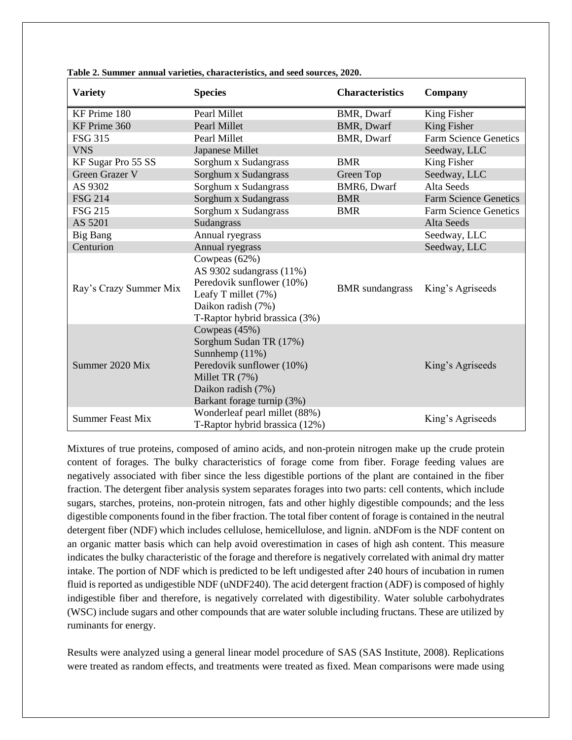**Table 2. Summer annual varieties, characteristics, and seed sources, 2020.**

| Variety | Species | Characteristics | Company |
| --- | --- | --- | --- |
| KF Prime 180 | Pearl Millet | BMR, Dwarf | King Fisher |
| KF Prime 360 | Pearl Millet | BMR, Dwarf | King Fisher |
| FSG 315 | Pearl Millet | BMR, Dwarf | Farm Science Genetics |
| VNS | Japanese Millet | | Seedway, LLC |
| KF Sugar Pro 55 SS | Sorghum x Sudangrass | BMR | King Fisher |
| Green Grazer V | Sorghum x Sudangrass | Green Top | Seedway, LLC |
| AS 9302 | Sorghum x Sudangrass | BMR6, Dwarf | Alta Seeds |
| FSG 214 | Sorghum x Sudangrass | BMR | Farm Science Genetics |
| FSG 215 | Sorghum x Sudangrass | BMR | Farm Science Genetics |
| AS 5201 | Sudangrass | | Alta Seeds |
| Big Bang | Annual ryegrass | | Seedway, LLC |
| Centurion | Annual ryegrass | | Seedway, LLC |
| Ray's Crazy Summer Mix | Cowpeas (62%)<br>AS 9302 sudangrass (11%)<br>Peredovik sunflower (10%)<br>Leafy T millet (7%)<br>Daikon radish (7%)<br>T-Raptor hybrid brassica (3%) | BMR sundangrass | King's Agriseeds |
| Summer 2020 Mix | Cowpeas (45%)<br>Sorghum Sudan TR (17%)<br>Sunnhemp (11%)<br>Peredovik sunflower (10%)<br>Millet TR (7%)<br>Daikon radish (7%)<br>Barkant forage turnip (3%) | | King's Agriseeds |
| Summer Feast Mix | Wonderleaf pearl millet (88%)<br>T-Raptor hybrid brassica (12%) | | King's Agriseeds |

Mixtures of true proteins, composed of amino acids, and non-protein nitrogen make up the crude protein content of forages. The bulky characteristics of forage come from fiber. Forage feeding values are negatively associated with fiber since the less digestible portions of the plant are contained in the fiber fraction. The detergent fiber analysis system separates forages into two parts: cell contents, which include sugars, starches, proteins, non-protein nitrogen, fats and other highly digestible compounds; and the less digestible components found in the fiber fraction. The total fiber content of forage is contained in the neutral detergent fiber (NDF) which includes cellulose, hemicellulose, and lignin. aNDFom is the NDF content on an organic matter basis which can help avoid overestimation in cases of high ash content. This measure indicates the bulky characteristic of the forage and therefore is negatively correlated with animal dry matter intake. The portion of NDF which is predicted to be left undigested after 240 hours of incubation in rumen fluid is reported as undigestible NDF (uNDF240). The acid detergent fraction (ADF) is composed of highly indigestible fiber and therefore, is negatively correlated with digestibility. Water soluble carbohydrates (WSC) include sugars and other compounds that are water soluble including fructans. These are utilized by ruminants for energy.

Results were analyzed using a general linear model procedure of SAS (SAS Institute, 2008). Replications were treated as random effects, and treatments were treated as fixed. Mean comparisons were made using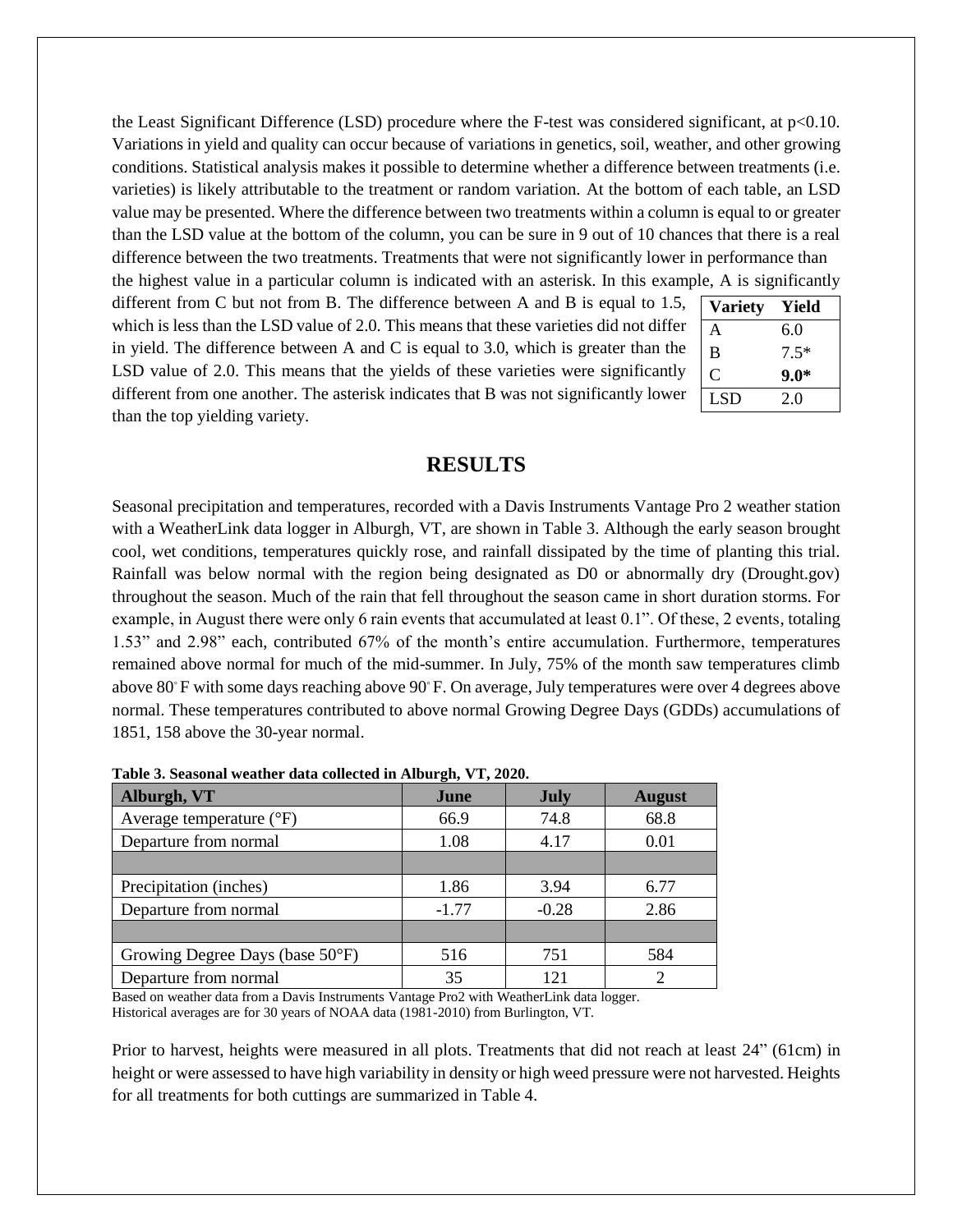the Least Significant Difference (LSD) procedure where the F-test was considered significant, at $p<0.10$. Variations in yield and quality can occur because of variations in genetics, soil, weather, and other growing conditions. Statistical analysis makes it possible to determine whether a difference between treatments (i.e. varieties) is likely attributable to the treatment or random variation. At the bottom of each table, an LSD value may be presented. Where the difference between two treatments within a column is equal to or greater than the LSD value at the bottom of the column, you can be sure in 9 out of 10 chances that there is a real difference between the two treatments. Treatments that were not significantly lower in performance than the highest value in a particular column is indicated with an asterisk. In this example, A is significantly different from C but not from B. The difference between A and B is equal to 1.5, which is less than the LSD value of 2.0. This means that these varieties did not differ in yield. The difference between A and C is equal to 3.0, which is greater than the LSD value of 2.0. This means that the yields of these varieties were significantly different from one another. The asterisk indicates that B was not significantly lower than the top yielding variety.

| Variety | Yield |
|---|---|
| A | 6.0 |
| B | 7.5* |
| C | **9.0*** |
| LSD | 2.0 |

## RESULTS

Seasonal precipitation and temperatures, recorded with a Davis Instruments Vantage Pro 2 weather station with a WeatherLink data logger in Alburgh, VT, are shown in Table 3. Although the early season brought cool, wet conditions, temperatures quickly rose, and rainfall dissipated by the time of planting this trial. Rainfall was below normal with the region being designated as D0 or abnormally dry (Drought.gov) throughout the season. Much of the rain that fell throughout the season came in short duration storms. For example, in August there were only 6 rain events that accumulated at least 0.1". Of these, 2 events, totaling 1.53" and 2.98" each, contributed 67% of the month's entire accumulation. Furthermore, temperatures remained above normal for much of the mid-summer. In July, 75% of the month saw temperatures climb above 80° F with some days reaching above 90° F. On average, July temperatures were over 4 degrees above normal. These temperatures contributed to above normal Growing Degree Days (GDDs) accumulations of 1851, 158 above the 30-year normal.

**Table 3. Seasonal weather data collected in Alburgh, VT, 2020.**

| Alburgh, VT | June | July | August |
|---|---|---|---|
| Average temperature (°F) | 66.9 | 74.8 | 68.8 |
| Departure from normal | 1.08 | 4.17 | 0.01 |
| | | | |
| Precipitation (inches) | 1.86 | 3.94 | 6.77 |
| Departure from normal | -1.77 | -0.28 | 2.86 |
| | | | |
| Growing Degree Days (base 50°F) | 516 | 751 | 584 |
| Departure from normal | 35 | 121 | 2 |

Based on weather data from a Davis Instruments Vantage Pro2 with WeatherLink data logger.
Historical averages are for 30 years of NOAA data (1981-2010) from Burlington, VT.

Prior to harvest, heights were measured in all plots. Treatments that did not reach at least 24" (61cm) in height or were assessed to have high variability in density or high weed pressure were not harvested. Heights for all treatments for both cuttings are summarized in Table 4.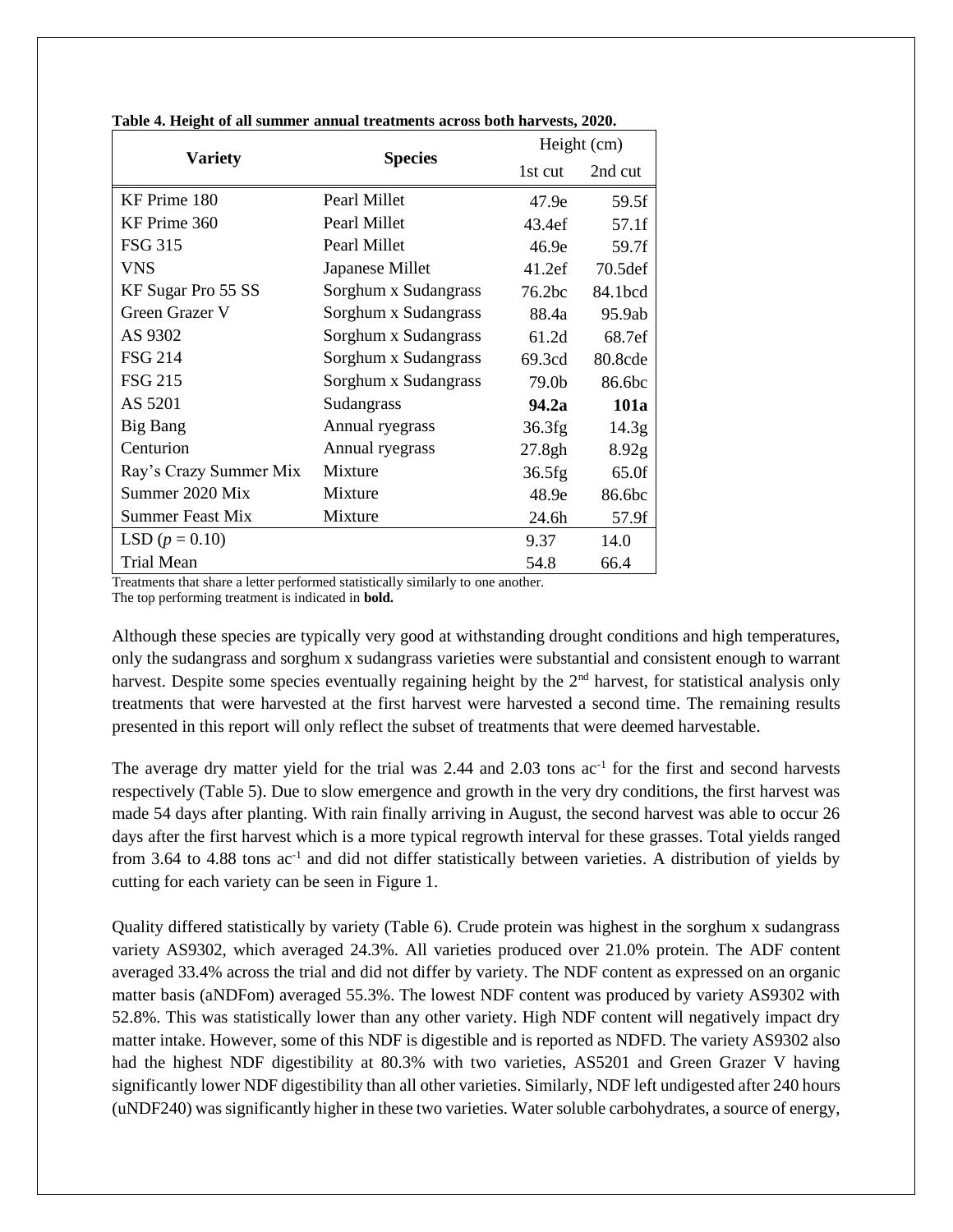**Table 4. Height of all summer annual treatments across both harvests, 2020.**

| Variety | Species | Height (cm) | |
|---|---|---|---|
| | | 1st cut | 2nd cut |
| KF Prime 180 | Pearl Millet | 47.9e | 59.5f |
| KF Prime 360 | Pearl Millet | 43.4ef | 57.1f |
| FSG 315 | Pearl Millet | 46.9e | 59.7f |
| VNS | Japanese Millet | 41.2ef | 70.5def |
| KF Sugar Pro 55 SS | Sorghum x Sudangrass | 76.2bc | 84.1bcd |
| Green Grazer V | Sorghum x Sudangrass | 88.4a | 95.9ab |
| AS 9302 | Sorghum x Sudangrass | 61.2d | 68.7ef |
| FSG 214 | Sorghum x Sudangrass | 69.3cd | 80.8cde |
| FSG 215 | Sorghum x Sudangrass | 79.0b | 86.6bc |
| AS 5201 | Sudangrass | **94.2a** | **101a** |
| Big Bang | Annual ryegrass | 36.3fg | 14.3g |
| Centurion | Annual ryegrass | 27.8gh | 8.92g |
| Ray's Crazy Summer Mix | Mixture | 36.5fg | 65.0f |
| Summer 2020 Mix | Mixture | 48.9e | 86.6bc |
| Summer Feast Mix | Mixture | 24.6h | 57.9f |
| LSD ($p = 0.10$) | | 9.37 | 14.0 |
| Trial Mean | | 54.8 | 66.4 |

Treatments that share a letter performed statistically similarly to one another.
The top performing treatment is indicated in **bold.**

Although these species are typically very good at withstanding drought conditions and high temperatures, only the sudangrass and sorghum x sudangrass varieties were substantial and consistent enough to warrant harvest. Despite some species eventually regaining height by the 2nd harvest, for statistical analysis only treatments that were harvested at the first harvest were harvested a second time. The remaining results presented in this report will only reflect the subset of treatments that were deemed harvestable.

The average dry matter yield for the trial was 2.44 and 2.03 tons $ac^{-1}$ for the first and second harvests respectively (Table 5). Due to slow emergence and growth in the very dry conditions, the first harvest was made 54 days after planting. With rain finally arriving in August, the second harvest was able to occur 26 days after the first harvest which is a more typical regrowth interval for these grasses. Total yields ranged from 3.64 to 4.88 tons $ac^{-1}$ and did not differ statistically between varieties. A distribution of yields by cutting for each variety can be seen in Figure 1.

Quality differed statistically by variety (Table 6). Crude protein was highest in the sorghum x sudangrass variety AS9302, which averaged 24.3%. All varieties produced over 21.0% protein. The ADF content averaged 33.4% across the trial and did not differ by variety. The NDF content as expressed on an organic matter basis (aNDFom) averaged 55.3%. The lowest NDF content was produced by variety AS9302 with 52.8%. This was statistically lower than any other variety. High NDF content will negatively impact dry matter intake. However, some of this NDF is digestible and is reported as NDFD. The variety AS9302 also had the highest NDF digestibility at 80.3% with two varieties, AS5201 and Green Grazer V having significantly lower NDF digestibility than all other varieties. Similarly, NDF left undigested after 240 hours (uNDF240) was significantly higher in these two varieties. Water soluble carbohydrates, a source of energy,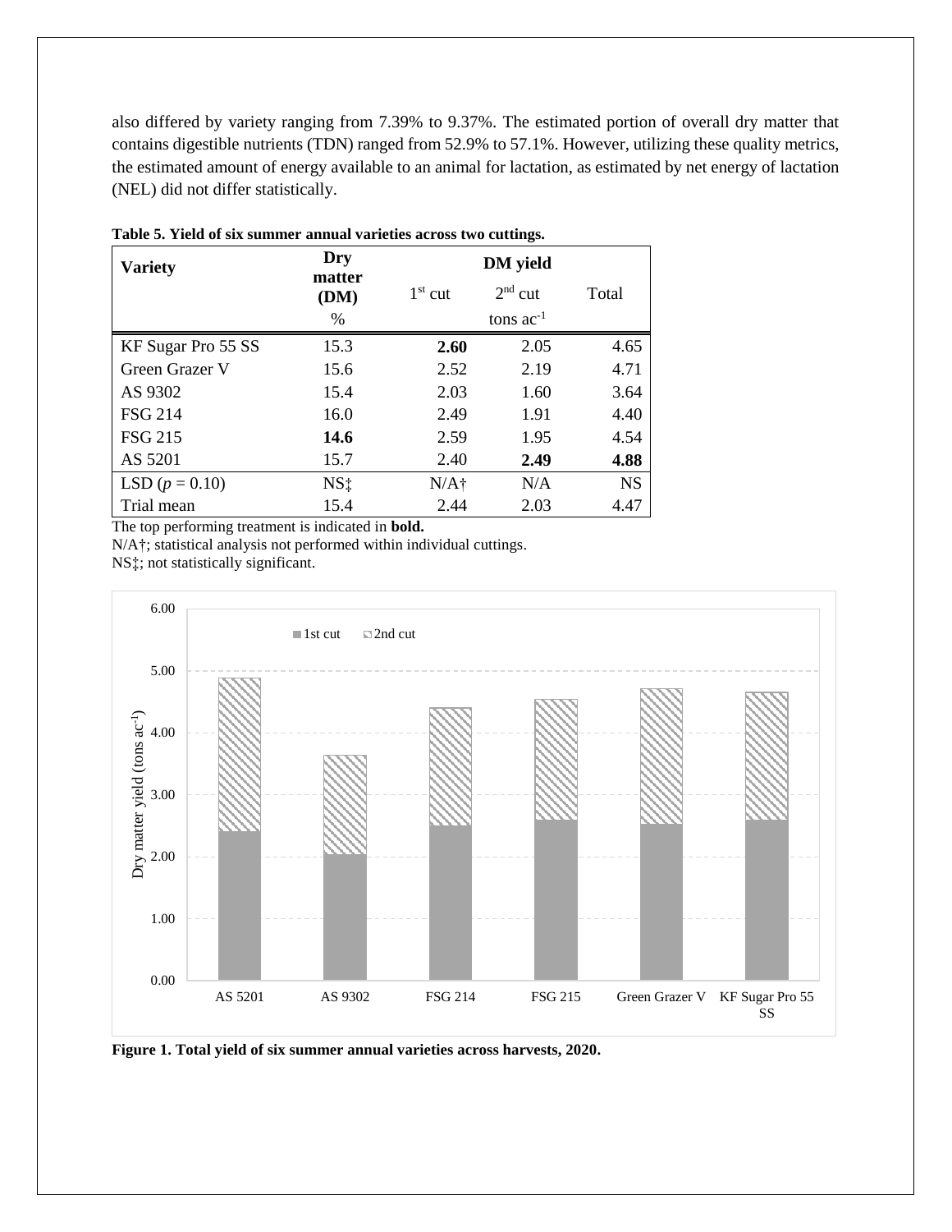also differed by variety ranging from 7.39% to 9.37%. The estimated portion of overall dry matter that contains digestible nutrients (TDN) ranged from 52.9% to 57.1%. However, utilizing these quality metrics, the estimated amount of energy available to an animal for lactation, as estimated by net energy of lactation (NEL) did not differ statistically.

**Table 5. Yield of six summer annual varieties across two cuttings.**

| Variety | Dry matter (DM) | DM yield | | |
|---|---|---|---|---|
| | | 1st cut | 2nd cut | Total |
| | % | tons ac$^{-1}$ | | |
| KF Sugar Pro 55 SS | 15.3 | **2.60** | 2.05 | 4.65 |
| Green Grazer V | 15.6 | 2.52 | 2.19 | 4.71 |
| AS 9302 | 15.4 | 2.03 | 1.60 | 3.64 |
| FSG 214 | 16.0 | 2.49 | 1.91 | 4.40 |
| FSG 215 | **14.6** | 2.59 | 1.95 | 4.54 |
| AS 5201 | 15.7 | 2.40 | **2.49** | **4.88** |
| LSD ($p$ = 0.10) | NS‡ | N/A† | N/A | NS |
| Trial mean | 15.4 | 2.44 | 2.03 | 4.47 |

The top performing treatment is indicated in **bold.**
N/A†; statistical analysis not performed within individual cuttings.
NS‡; not statistically significant.

**Figure 1. Total yield of six summer annual varieties across harvests, 2020.**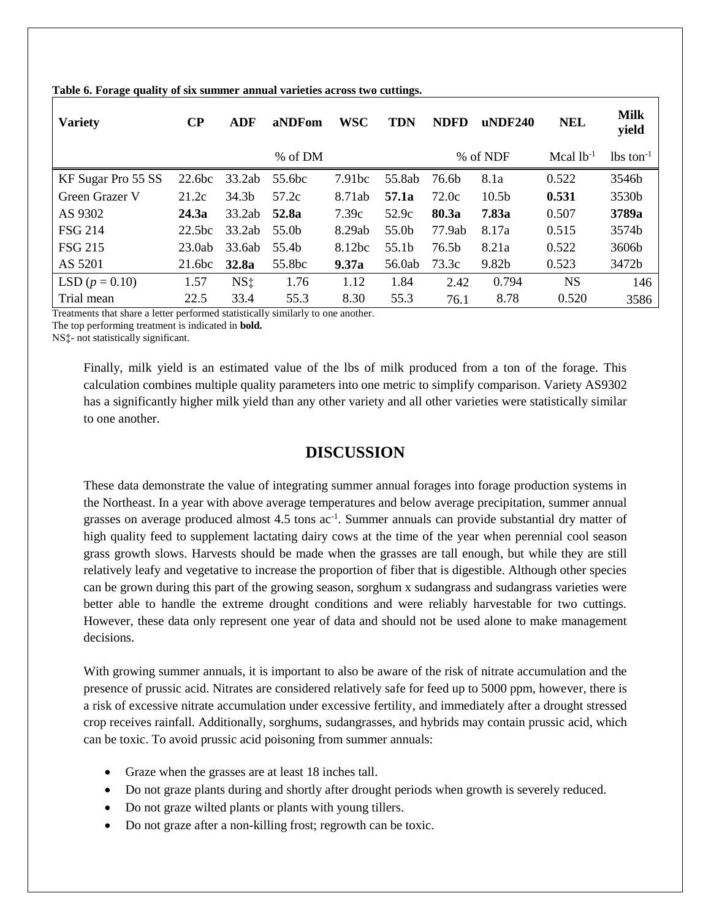**Table 6. Forage quality of six summer annual varieties across two cuttings.**

| Variety | CP | ADF | aNDFom | WSC | TDN | NDFD | uNDF240 | NEL | Milk yield |
|---|---|---|---|---|---|---|---|---|---|
| | | | % of DM | | | % of NDF | | Mcal $lb^{-1}$ | lbs $ton^{-1}$ |
| KF Sugar Pro 55 SS | 22.6bc | 33.2ab | 55.6bc | 7.91bc | 55.8ab | 76.6b | 8.1a | 0.522 | 3546b |
| Green Grazer V | 21.2c | 34.3b | 57.2c | 8.71ab | **57.1a** | 72.0c | 10.5b | **0.531** | 3530b |
| AS 9302 | **24.3a** | 33.2ab | **52.8a** | 7.39c | 52.9c | **80.3a** | **7.83a** | 0.507 | **3789a** |
| FSG 214 | 22.5bc | 33.2ab | 55.0b | 8.29ab | 55.0b | 77.9ab | 8.17a | 0.515 | 3574b |
| FSG 215 | 23.0ab | 33.6ab | 55.4b | 8.12bc | 55.1b | 76.5b | 8.21a | 0.522 | 3606b |
| AS 5201 | 21.6bc | **32.8a** | 55.8bc | **9.37a** | 56.0ab | 73.3c | 9.82b | 0.523 | 3472b |
| LSD ($p$ = 0.10) | 1.57 | NS‡ | 1.76 | 1.12 | 1.84 | 2.42 | 0.794 | NS | 146 |
| Trial mean | 22.5 | 33.4 | 55.3 | 8.30 | 55.3 | 76.1 | 8.78 | 0.520 | 3586 |

Treatments that share a letter performed statistically similarly to one another.
The top performing treatment is indicated in **bold.**
NS‡- not statistically significant.

Finally, milk yield is an estimated value of the lbs of milk produced from a ton of the forage. This calculation combines multiple quality parameters into one metric to simplify comparison. Variety AS9302 has a significantly higher milk yield than any other variety and all other varieties were statistically similar to one another.

## DISCUSSION

These data demonstrate the value of integrating summer annual forages into forage production systems in the Northeast. In a year with above average temperatures and below average precipitation, summer annual grasses on average produced almost 4.5 tons $ac^{-1}$. Summer annuals can provide substantial dry matter of high quality feed to supplement lactating dairy cows at the time of the year when perennial cool season grass growth slows. Harvests should be made when the grasses are tall enough, but while they are still relatively leafy and vegetative to increase the proportion of fiber that is digestible. Although other species can be grown during this part of the growing season, sorghum x sudangrass and sudangrass varieties were better able to handle the extreme drought conditions and were reliably harvestable for two cuttings. However, these data only represent one year of data and should not be used alone to make management decisions.

With growing summer annuals, it is important to also be aware of the risk of nitrate accumulation and the presence of prussic acid. Nitrates are considered relatively safe for feed up to 5000 ppm, however, there is a risk of excessive nitrate accumulation under excessive fertility, and immediately after a drought stressed crop receives rainfall. Additionally, sorghums, sudangrasses, and hybrids may contain prussic acid, which can be toxic. To avoid prussic acid poisoning from summer annuals:

- Graze when the grasses are at least 18 inches tall.
- Do not graze plants during and shortly after drought periods when growth is severely reduced.
- Do not graze wilted plants or plants with young tillers.
- Do not graze after a non-killing frost; regrowth can be toxic.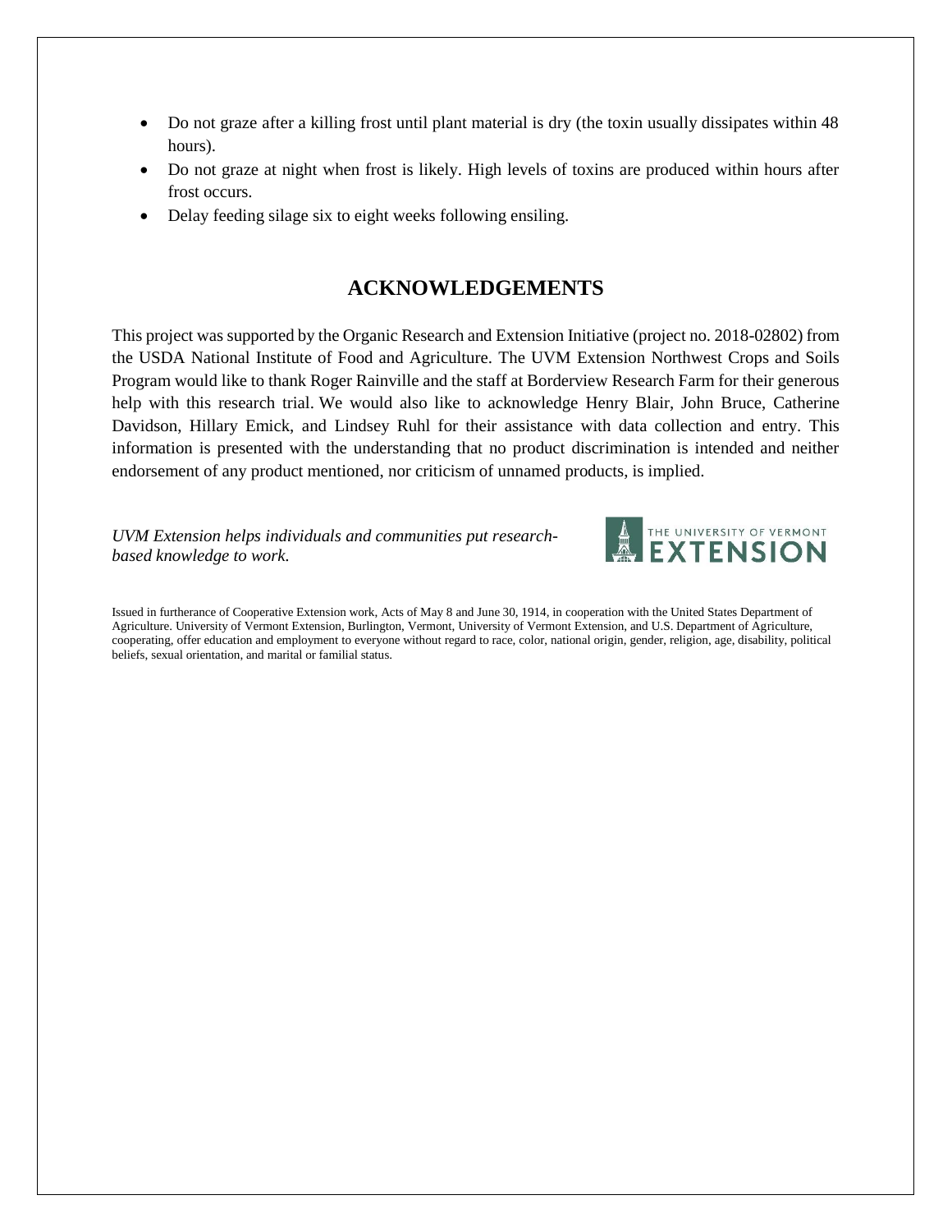- Do not graze after a killing frost until plant material is dry (the toxin usually dissipates within 48 hours).
- Do not graze at night when frost is likely. High levels of toxins are produced within hours after frost occurs.
- Delay feeding silage six to eight weeks following ensiling.

## ACKNOWLEDGEMENTS

This project was supported by the Organic Research and Extension Initiative (project no. 2018-02802) from the USDA National Institute of Food and Agriculture. The UVM Extension Northwest Crops and Soils Program would like to thank Roger Rainville and the staff at Borderview Research Farm for their generous help with this research trial. We would also like to acknowledge Henry Blair, John Bruce, Catherine Davidson, Hillary Emick, and Lindsey Ruhl for their assistance with data collection and entry. This information is presented with the understanding that no product discrimination is intended and neither endorsement of any product mentioned, nor criticism of unnamed products, is implied.

*UVM Extension helps individuals and communities put research-based knowledge to work.*

THE UNIVERSITY OF VERMONT EXTENSION

Issued in furtherance of Cooperative Extension work, Acts of May 8 and June 30, 1914, in cooperation with the United States Department of Agriculture. University of Vermont Extension, Burlington, Vermont, University of Vermont Extension, and U.S. Department of Agriculture, cooperating, offer education and employment to everyone without regard to race, color, national origin, gender, religion, age, disability, political beliefs, sexual orientation, and marital or familial status.